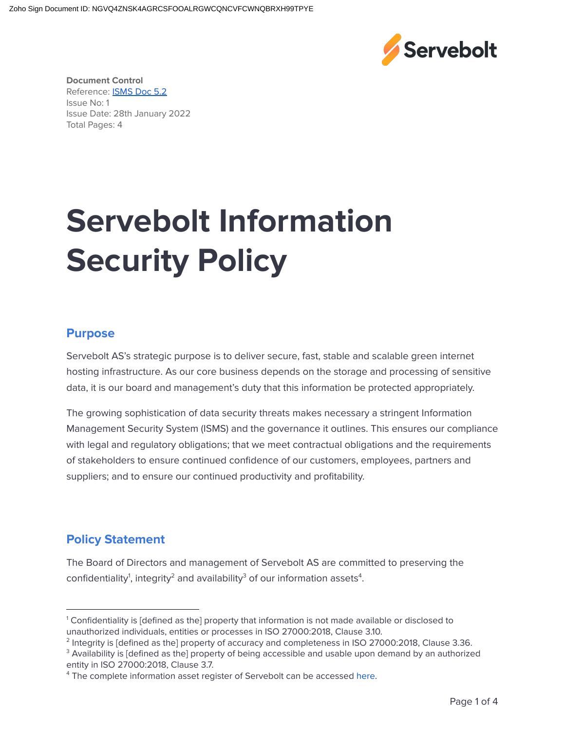**Document Control**
Reference: ISMS Doc 5.2
Issue No: 1
Issue Date: 28th January 2022
Total Pages: 4

# Servebolt Information Security Policy

## Purpose

Servebolt AS's strategic purpose is to deliver secure, fast, stable and scalable green internet hosting infrastructure. As our core business depends on the storage and processing of sensitive data, it is our board and management's duty that this information be protected appropriately.

The growing sophistication of data security threats makes necessary a stringent Information Management Security System (ISMS) and the governance it outlines. This ensures our compliance with legal and regulatory obligations; that we meet contractual obligations and the requirements of stakeholders to ensure continued confidence of our customers, employees, partners and suppliers; and to ensure our continued productivity and profitability.

## Policy Statement

The Board of Directors and management of Servebolt AS are committed to preserving the confidentiality[1], integrity[2] and availability[3] of our information assets[4].

---

[1] Confidentiality is [defined as the] property that information is not made available or disclosed to unauthorized individuals, entities or processes in ISO 27000:2018, Clause 3.10.
[2] Integrity is [defined as the] property of accuracy and completeness in ISO 27000:2018, Clause 3.36.
[3] Availability is [defined as the] property of being accessible and usable upon demand by an authorized entity in ISO 27000:2018, Clause 3.7.
[4] The complete information asset register of Servebolt can be accessed here.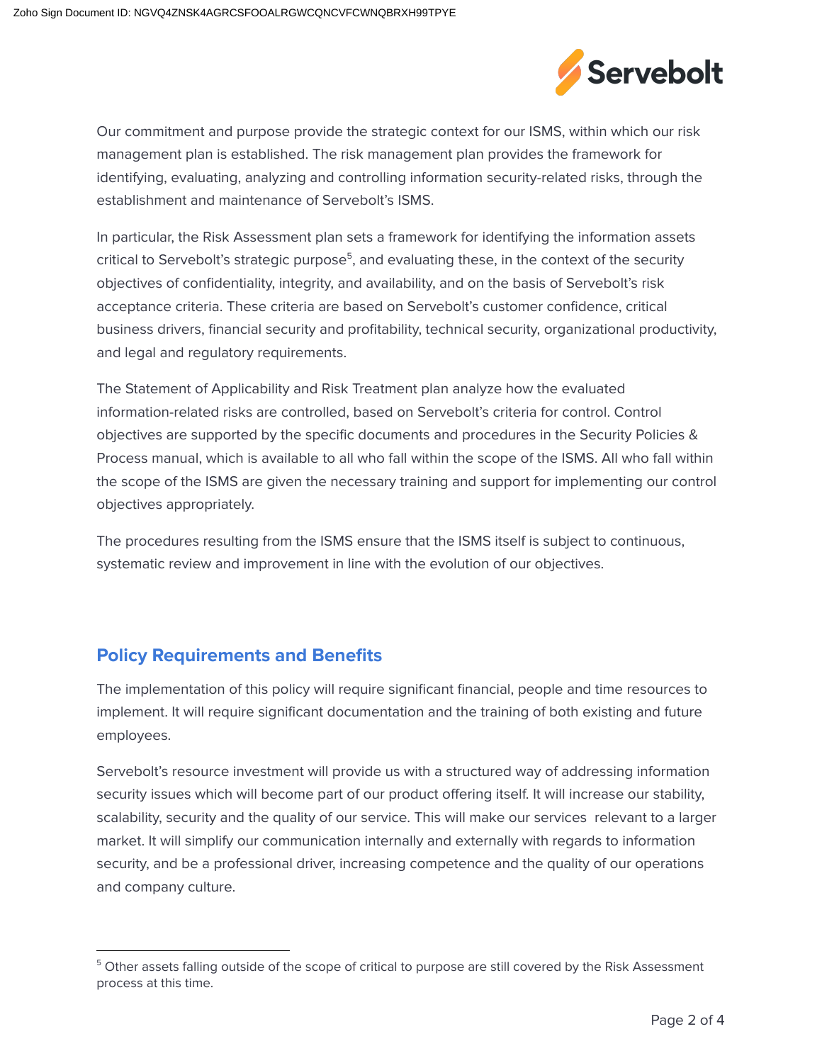Our commitment and purpose provide the strategic context for our ISMS, within which our risk management plan is established. The risk management plan provides the framework for identifying, evaluating, analyzing and controlling information security-related risks, through the establishment and maintenance of Servebolt's ISMS.

In particular, the Risk Assessment plan sets a framework for identifying the information assets critical to Servebolt's strategic purpose[5], and evaluating these, in the context of the security objectives of confidentiality, integrity, and availability, and on the basis of Servebolt's risk acceptance criteria. These criteria are based on Servebolt's customer confidence, critical business drivers, financial security and profitability, technical security, organizational productivity, and legal and regulatory requirements.

The Statement of Applicability and Risk Treatment plan analyze how the evaluated information-related risks are controlled, based on Servebolt's criteria for control. Control objectives are supported by the specific documents and procedures in the Security Policies & Process manual, which is available to all who fall within the scope of the ISMS. All who fall within the scope of the ISMS are given the necessary training and support for implementing our control objectives appropriately.

The procedures resulting from the ISMS ensure that the ISMS itself is subject to continuous, systematic review and improvement in line with the evolution of our objectives.

## Policy Requirements and Benefits

The implementation of this policy will require significant financial, people and time resources to implement. It will require significant documentation and the training of both existing and future employees.

Servebolt's resource investment will provide us with a structured way of addressing information security issues which will become part of our product offering itself. It will increase our stability, scalability, security and the quality of our service. This will make our services relevant to a larger market. It will simplify our communication internally and externally with regards to information security, and be a professional driver, increasing competence and the quality of our operations and company culture.

---

[5] Other assets falling outside of the scope of critical to purpose are still covered by the Risk Assessment process at this time.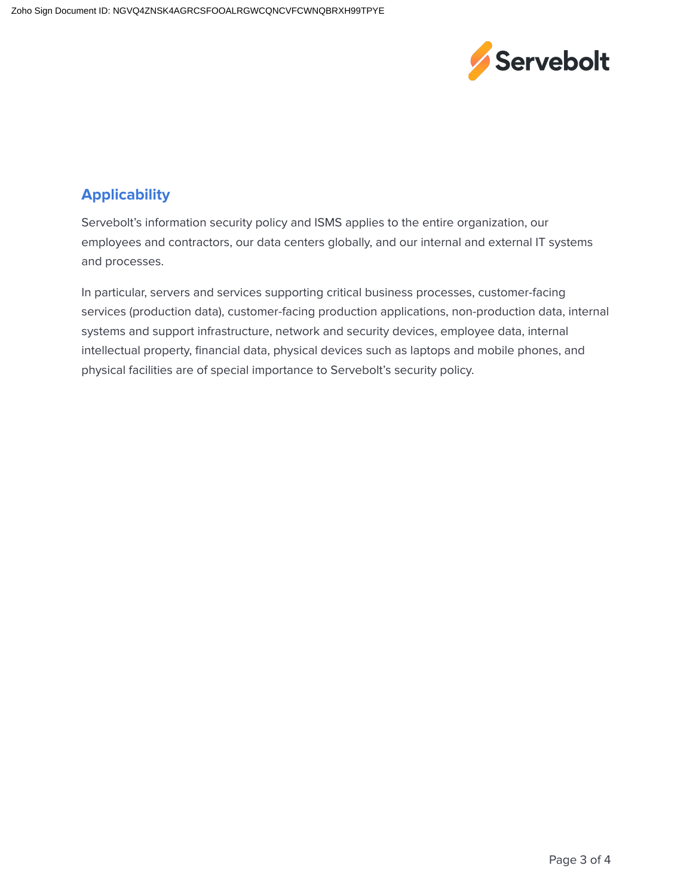## Applicability

Servebolt's information security policy and ISMS applies to the entire organization, our employees and contractors, our data centers globally, and our internal and external IT systems and processes.

In particular, servers and services supporting critical business processes, customer-facing services (production data), customer-facing production applications, non-production data, internal systems and support infrastructure, network and security devices, employee data, internal intellectual property, financial data, physical devices such as laptops and mobile phones, and physical facilities are of special importance to Servebolt's security policy.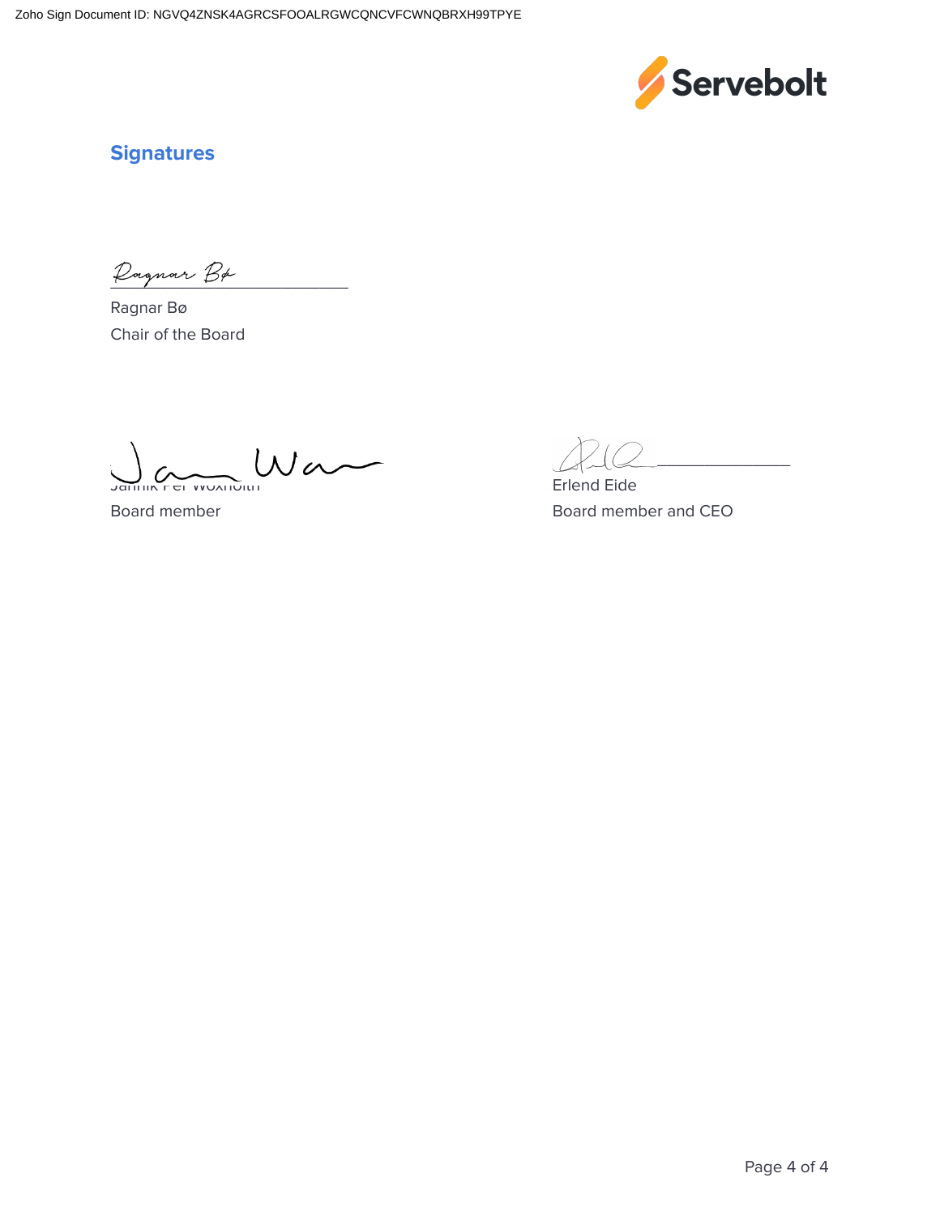## Signatures

Ragnar Bø
Chair of the Board

Jannik Per Woxholth
Board member

Erlend Eide
Board member and CEO